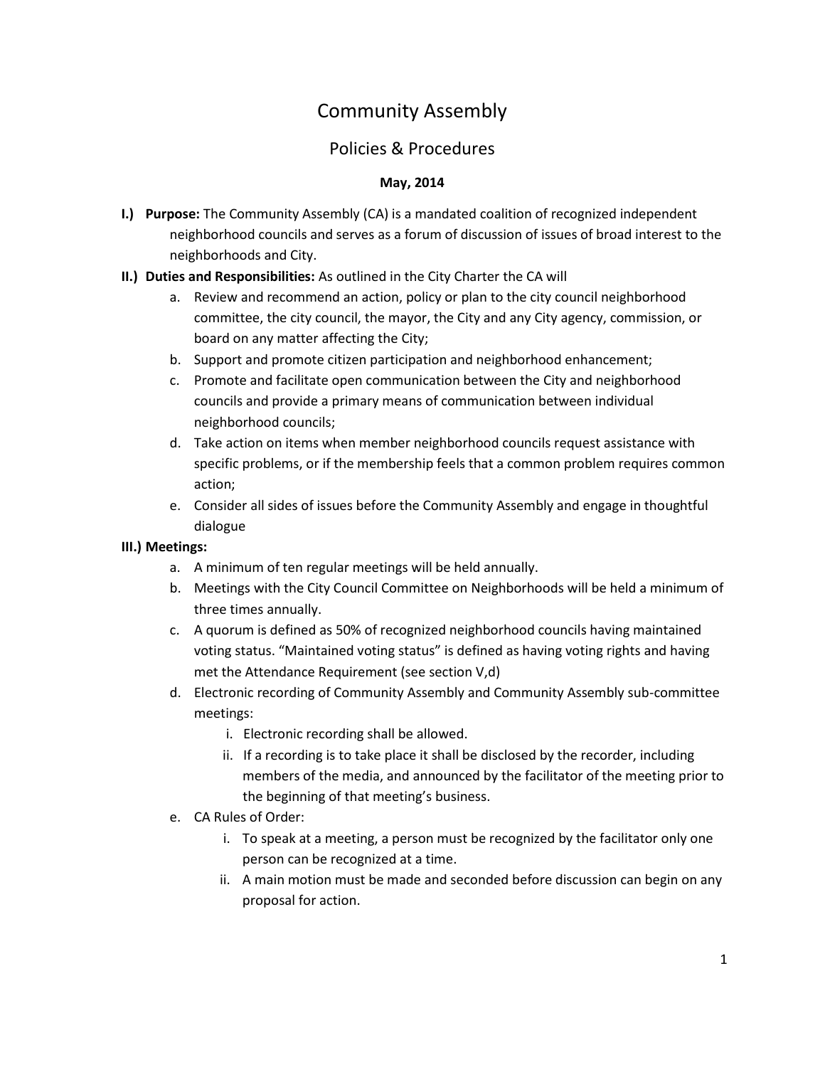# Community Assembly

## Policies & Procedures

**May, 2014**

- **I.) Purpose:** The Community Assembly (CA) is a mandated coalition of recognized independent neighborhood councils and serves as a forum of discussion of issues of broad interest to the neighborhoods and City.
- **II.) Duties and Responsibilities:** As outlined in the City Charter the CA will
    - a. Review and recommend an action, policy or plan to the city council neighborhood committee, the city council, the mayor, the City and any City agency, commission, or board on any matter affecting the City;
    - b. Support and promote citizen participation and neighborhood enhancement;
    - c. Promote and facilitate open communication between the City and neighborhood councils and provide a primary means of communication between individual neighborhood councils;
    - d. Take action on items when member neighborhood councils request assistance with specific problems, or if the membership feels that a common problem requires common action;
    - e. Consider all sides of issues before the Community Assembly and engage in thoughtful dialogue
- **III.) Meetings:**
    - a. A minimum of ten regular meetings will be held annually.
    - b. Meetings with the City Council Committee on Neighborhoods will be held a minimum of three times annually.
    - c. A quorum is defined as 50% of recognized neighborhood councils having maintained voting status. "Maintained voting status" is defined as having voting rights and having met the Attendance Requirement (see section V,d)
    - d. Electronic recording of Community Assembly and Community Assembly sub-committee meetings:
        - i. Electronic recording shall be allowed.
        - ii. If a recording is to take place it shall be disclosed by the recorder, including members of the media, and announced by the facilitator of the meeting prior to the beginning of that meeting's business.
    - e. CA Rules of Order:
        - i. To speak at a meeting, a person must be recognized by the facilitator only one person can be recognized at a time.
        - ii. A main motion must be made and seconded before discussion can begin on any proposal for action.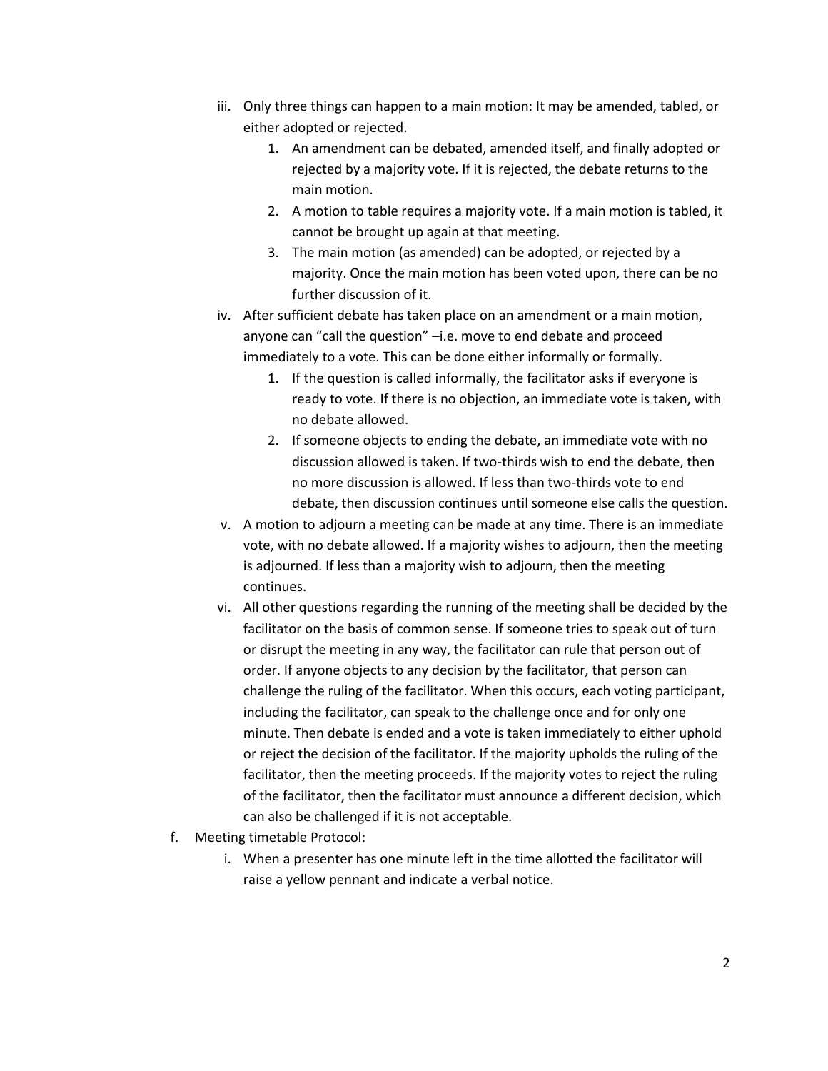iii. Only three things can happen to a main motion: It may be amended, tabled, or either adopted or rejected.
   1. An amendment can be debated, amended itself, and finally adopted or rejected by a majority vote. If it is rejected, the debate returns to the main motion.
   2. A motion to table requires a majority vote. If a main motion is tabled, it cannot be brought up again at that meeting.
   3. The main motion (as amended) can be adopted, or rejected by a majority. Once the main motion has been voted upon, there can be no further discussion of it.

iv. After sufficient debate has taken place on an amendment or a main motion, anyone can "call the question" –i.e. move to end debate and proceed immediately to a vote. This can be done either informally or formally.
   1. If the question is called informally, the facilitator asks if everyone is ready to vote. If there is no objection, an immediate vote is taken, with no debate allowed.
   2. If someone objects to ending the debate, an immediate vote with no discussion allowed is taken. If two-thirds wish to end the debate, then no more discussion is allowed. If less than two-thirds vote to end debate, then discussion continues until someone else calls the question.

v. A motion to adjourn a meeting can be made at any time. There is an immediate vote, with no debate allowed. If a majority wishes to adjourn, then the meeting is adjourned. If less than a majority wish to adjourn, then the meeting continues.

vi. All other questions regarding the running of the meeting shall be decided by the facilitator on the basis of common sense. If someone tries to speak out of turn or disrupt the meeting in any way, the facilitator can rule that person out of order. If anyone objects to any decision by the facilitator, that person can challenge the ruling of the facilitator. When this occurs, each voting participant, including the facilitator, can speak to the challenge once and for only one minute. Then debate is ended and a vote is taken immediately to either uphold or reject the decision of the facilitator. If the majority upholds the ruling of the facilitator, then the meeting proceeds. If the majority votes to reject the ruling of the facilitator, then the facilitator must announce a different decision, which can also be challenged if it is not acceptable.

f. Meeting timetable Protocol:
   i. When a presenter has one minute left in the time allotted the facilitator will raise a yellow pennant and indicate a verbal notice.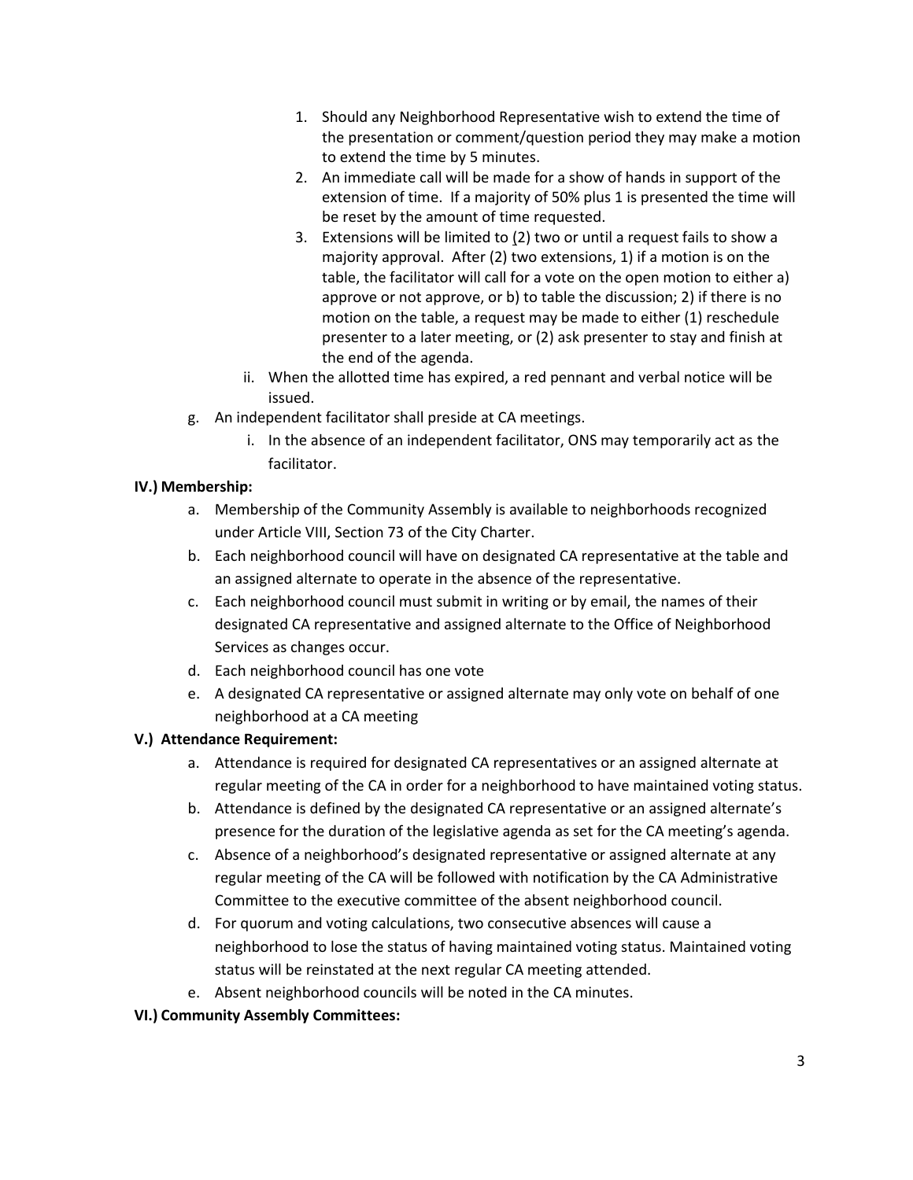1. Should any Neighborhood Representative wish to extend the time of the presentation or comment/question period they may make a motion to extend the time by 5 minutes.
2. An immediate call will be made for a show of hands in support of the extension of time. If a majority of 50% plus 1 is presented the time will be reset by the amount of time requested.
3. Extensions will be limited to (2) two or until a request fails to show a majority approval. After (2) two extensions, 1) if a motion is on the table, the facilitator will call for a vote on the open motion to either a) approve or not approve, or b) to table the discussion; 2) if there is no motion on the table, a request may be made to either (1) reschedule presenter to a later meeting, or (2) ask presenter to stay and finish at the end of the agenda.

ii. When the allotted time has expired, a red pennant and verbal notice will be issued.

g. An independent facilitator shall preside at CA meetings.

i. In the absence of an independent facilitator, ONS may temporarily act as the facilitator.

**IV.) Membership:**

a. Membership of the Community Assembly is available to neighborhoods recognized under Article VIII, Section 73 of the City Charter.

b. Each neighborhood council will have on designated CA representative at the table and an assigned alternate to operate in the absence of the representative.

c. Each neighborhood council must submit in writing or by email, the names of their designated CA representative and assigned alternate to the Office of Neighborhood Services as changes occur.

d. Each neighborhood council has one vote

e. A designated CA representative or assigned alternate may only vote on behalf of one neighborhood at a CA meeting

**V.) Attendance Requirement:**

a. Attendance is required for designated CA representatives or an assigned alternate at regular meeting of the CA in order for a neighborhood to have maintained voting status.

b. Attendance is defined by the designated CA representative or an assigned alternate's presence for the duration of the legislative agenda as set for the CA meeting's agenda.

c. Absence of a neighborhood's designated representative or assigned alternate at any regular meeting of the CA will be followed with notification by the CA Administrative Committee to the executive committee of the absent neighborhood council.

d. For quorum and voting calculations, two consecutive absences will cause a neighborhood to lose the status of having maintained voting status. Maintained voting status will be reinstated at the next regular CA meeting attended.

e. Absent neighborhood councils will be noted in the CA minutes.

**VI.) Community Assembly Committees:**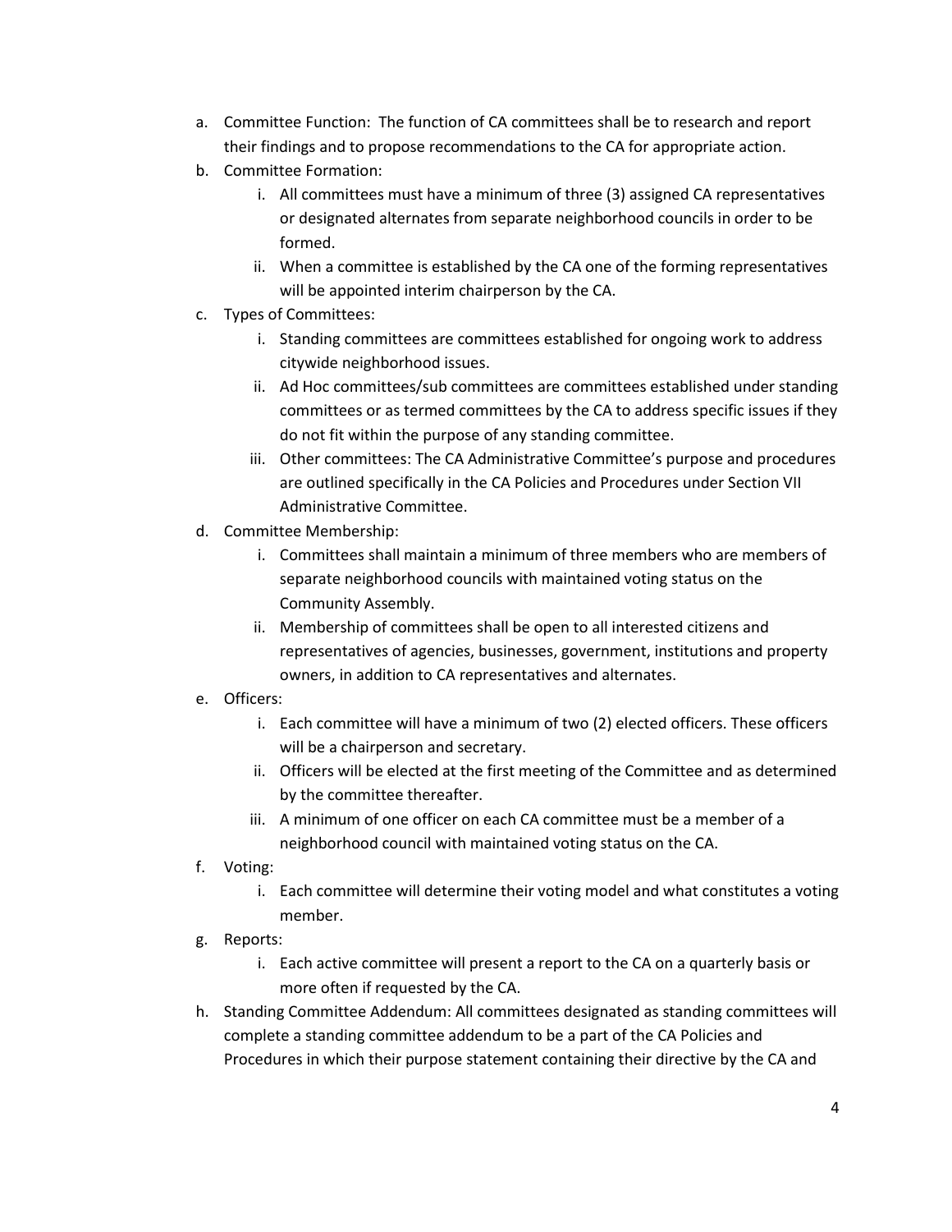a. Committee Function: The function of CA committees shall be to research and report their findings and to propose recommendations to the CA for appropriate action.
b. Committee Formation:
    i. All committees must have a minimum of three (3) assigned CA representatives or designated alternates from separate neighborhood councils in order to be formed.
    ii. When a committee is established by the CA one of the forming representatives will be appointed interim chairperson by the CA.
c. Types of Committees:
    i. Standing committees are committees established for ongoing work to address citywide neighborhood issues.
    ii. Ad Hoc committees/sub committees are committees established under standing committees or as termed committees by the CA to address specific issues if they do not fit within the purpose of any standing committee.
    iii. Other committees: The CA Administrative Committee's purpose and procedures are outlined specifically in the CA Policies and Procedures under Section VII Administrative Committee.
d. Committee Membership:
    i. Committees shall maintain a minimum of three members who are members of separate neighborhood councils with maintained voting status on the Community Assembly.
    ii. Membership of committees shall be open to all interested citizens and representatives of agencies, businesses, government, institutions and property owners, in addition to CA representatives and alternates.
e. Officers:
    i. Each committee will have a minimum of two (2) elected officers. These officers will be a chairperson and secretary.
    ii. Officers will be elected at the first meeting of the Committee and as determined by the committee thereafter.
    iii. A minimum of one officer on each CA committee must be a member of a neighborhood council with maintained voting status on the CA.
f. Voting:
    i. Each committee will determine their voting model and what constitutes a voting member.
g. Reports:
    i. Each active committee will present a report to the CA on a quarterly basis or more often if requested by the CA.
h. Standing Committee Addendum: All committees designated as standing committees will complete a standing committee addendum to be a part of the CA Policies and Procedures in which their purpose statement containing their directive by the CA and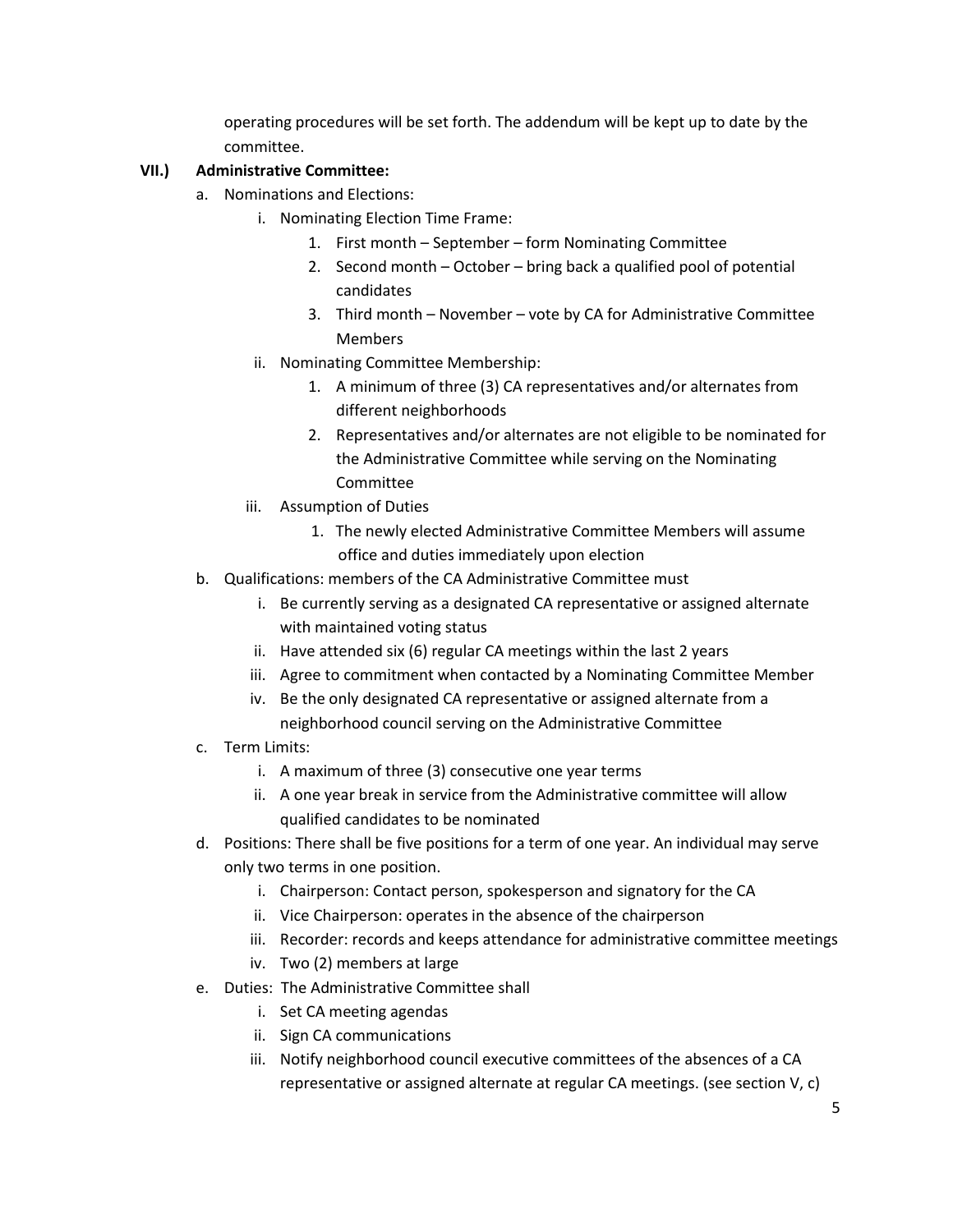operating procedures will be set forth. The addendum will be kept up to date by the committee.

**VII.) Administrative Committee:**

a. Nominations and Elections:
   i. Nominating Election Time Frame:
      1. First month – September – form Nominating Committee
      2. Second month – October – bring back a qualified pool of potential candidates
      3. Third month – November – vote by CA for Administrative Committee Members
   ii. Nominating Committee Membership:
      1. A minimum of three (3) CA representatives and/or alternates from different neighborhoods
      2. Representatives and/or alternates are not eligible to be nominated for the Administrative Committee while serving on the Nominating Committee
   iii. Assumption of Duties
      1. The newly elected Administrative Committee Members will assume office and duties immediately upon election

b. Qualifications: members of the CA Administrative Committee must
   i. Be currently serving as a designated CA representative or assigned alternate with maintained voting status
   ii. Have attended six (6) regular CA meetings within the last 2 years
   iii. Agree to commitment when contacted by a Nominating Committee Member
   iv. Be the only designated CA representative or assigned alternate from a neighborhood council serving on the Administrative Committee

c. Term Limits:
   i. A maximum of three (3) consecutive one year terms
   ii. A one year break in service from the Administrative committee will allow qualified candidates to be nominated

d. Positions: There shall be five positions for a term of one year. An individual may serve only two terms in one position.
   i. Chairperson: Contact person, spokesperson and signatory for the CA
   ii. Vice Chairperson: operates in the absence of the chairperson
   iii. Recorder: records and keeps attendance for administrative committee meetings
   iv. Two (2) members at large

e. Duties: The Administrative Committee shall
   i. Set CA meeting agendas
   ii. Sign CA communications
   iii. Notify neighborhood council executive committees of the absences of a CA representative or assigned alternate at regular CA meetings. (see section V, c)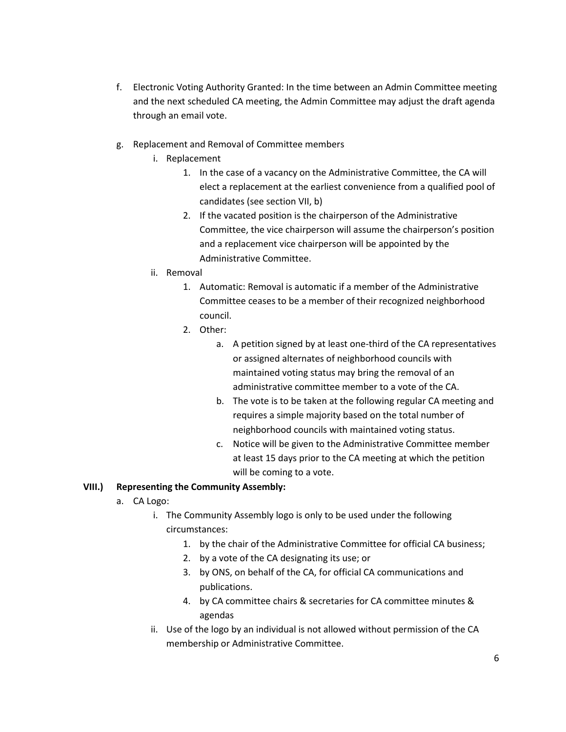f. Electronic Voting Authority Granted: In the time between an Admin Committee meeting and the next scheduled CA meeting, the Admin Committee may adjust the draft agenda through an email vote.

g. Replacement and Removal of Committee members
    - i. Replacement
        1. In the case of a vacancy on the Administrative Committee, the CA will elect a replacement at the earliest convenience from a qualified pool of candidates (see section VII, b)
        2. If the vacated position is the chairperson of the Administrative Committee, the vice chairperson will assume the chairperson's position and a replacement vice chairperson will be appointed by the Administrative Committee.
    - ii. Removal
        1. Automatic: Removal is automatic if a member of the Administrative Committee ceases to be a member of their recognized neighborhood council.
        2. Other:
            - a. A petition signed by at least one-third of the CA representatives or assigned alternates of neighborhood councils with maintained voting status may bring the removal of an administrative committee member to a vote of the CA.
            - b. The vote is to be taken at the following regular CA meeting and requires a simple majority based on the total number of neighborhood councils with maintained voting status.
            - c. Notice will be given to the Administrative Committee member at least 15 days prior to the CA meeting at which the petition will be coming to a vote.

## VIII.) Representing the Community Assembly:

a. CA Logo:
    - i. The Community Assembly logo is only to be used under the following circumstances:
        1. by the chair of the Administrative Committee for official CA business;
        2. by a vote of the CA designating its use; or
        3. by ONS, on behalf of the CA, for official CA communications and publications.
        4. by CA committee chairs & secretaries for CA committee minutes & agendas
    - ii. Use of the logo by an individual is not allowed without permission of the CA membership or Administrative Committee.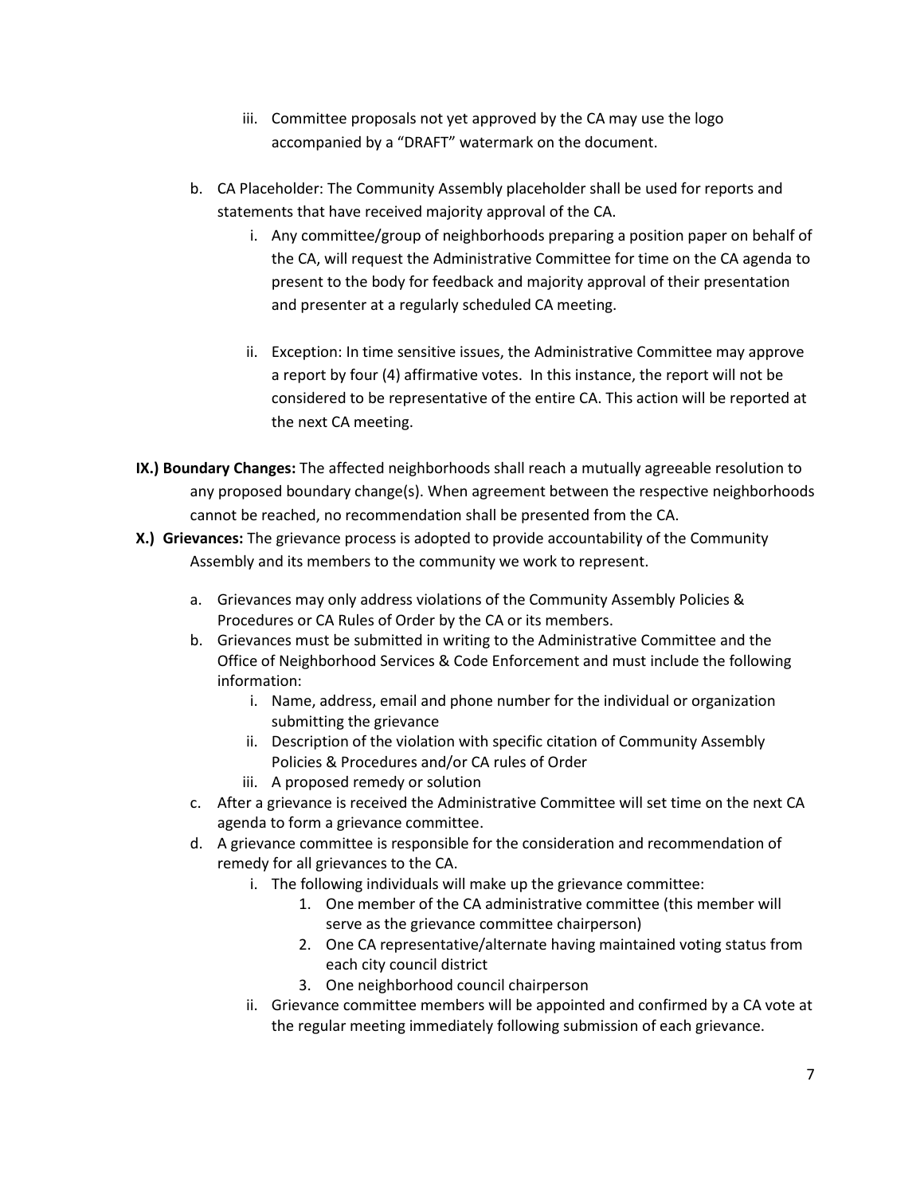iii. Committee proposals not yet approved by the CA may use the logo accompanied by a "DRAFT" watermark on the document.

b. CA Placeholder: The Community Assembly placeholder shall be used for reports and statements that have received majority approval of the CA.
   i. Any committee/group of neighborhoods preparing a position paper on behalf of the CA, will request the Administrative Committee for time on the CA agenda to present to the body for feedback and majority approval of their presentation and presenter at a regularly scheduled CA meeting.

   ii. Exception: In time sensitive issues, the Administrative Committee may approve a report by four (4) affirmative votes. In this instance, the report will not be considered to be representative of the entire CA. This action will be reported at the next CA meeting.

**IX.) Boundary Changes:** The affected neighborhoods shall reach a mutually agreeable resolution to any proposed boundary change(s). When agreement between the respective neighborhoods cannot be reached, no recommendation shall be presented from the CA.

**X.) Grievances:** The grievance process is adopted to provide accountability of the Community Assembly and its members to the community we work to represent.

a. Grievances may only address violations of the Community Assembly Policies & Procedures or CA Rules of Order by the CA or its members.
b. Grievances must be submitted in writing to the Administrative Committee and the Office of Neighborhood Services & Code Enforcement and must include the following information:
   i. Name, address, email and phone number for the individual or organization submitting the grievance
   ii. Description of the violation with specific citation of Community Assembly Policies & Procedures and/or CA rules of Order
   iii. A proposed remedy or solution
c. After a grievance is received the Administrative Committee will set time on the next CA agenda to form a grievance committee.
d. A grievance committee is responsible for the consideration and recommendation of remedy for all grievances to the CA.
   i. The following individuals will make up the grievance committee:
      1. One member of the CA administrative committee (this member will serve as the grievance committee chairperson)
      2. One CA representative/alternate having maintained voting status from each city council district
      3. One neighborhood council chairperson
   ii. Grievance committee members will be appointed and confirmed by a CA vote at the regular meeting immediately following submission of each grievance.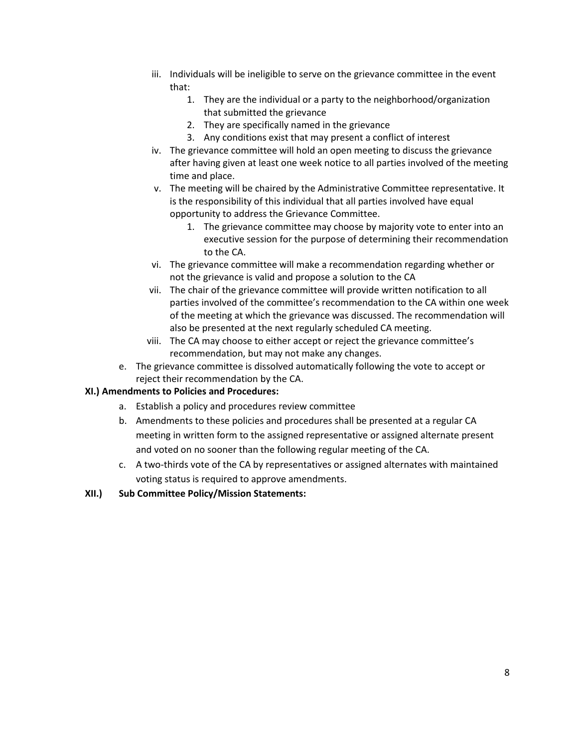iii. Individuals will be ineligible to serve on the grievance committee in the event that:
   1. They are the individual or a party to the neighborhood/organization that submitted the grievance
   2. They are specifically named in the grievance
   3. Any conditions exist that may present a conflict of interest

iv. The grievance committee will hold an open meeting to discuss the grievance after having given at least one week notice to all parties involved of the meeting time and place.

v. The meeting will be chaired by the Administrative Committee representative. It is the responsibility of this individual that all parties involved have equal opportunity to address the Grievance Committee.
   1. The grievance committee may choose by majority vote to enter into an executive session for the purpose of determining their recommendation to the CA.

vi. The grievance committee will make a recommendation regarding whether or not the grievance is valid and propose a solution to the CA

vii. The chair of the grievance committee will provide written notification to all parties involved of the committee's recommendation to the CA within one week of the meeting at which the grievance was discussed. The recommendation will also be presented at the next regularly scheduled CA meeting.

viii. The CA may choose to either accept or reject the grievance committee's recommendation, but may not make any changes.

e. The grievance committee is dissolved automatically following the vote to accept or reject their recommendation by the CA.

**XI.) Amendments to Policies and Procedures:**

a. Establish a policy and procedures review committee

b. Amendments to these policies and procedures shall be presented at a regular CA meeting in written form to the assigned representative or assigned alternate present and voted on no sooner than the following regular meeting of the CA.

c. A two-thirds vote of the CA by representatives or assigned alternates with maintained voting status is required to approve amendments.

**XII.) Sub Committee Policy/Mission Statements:**